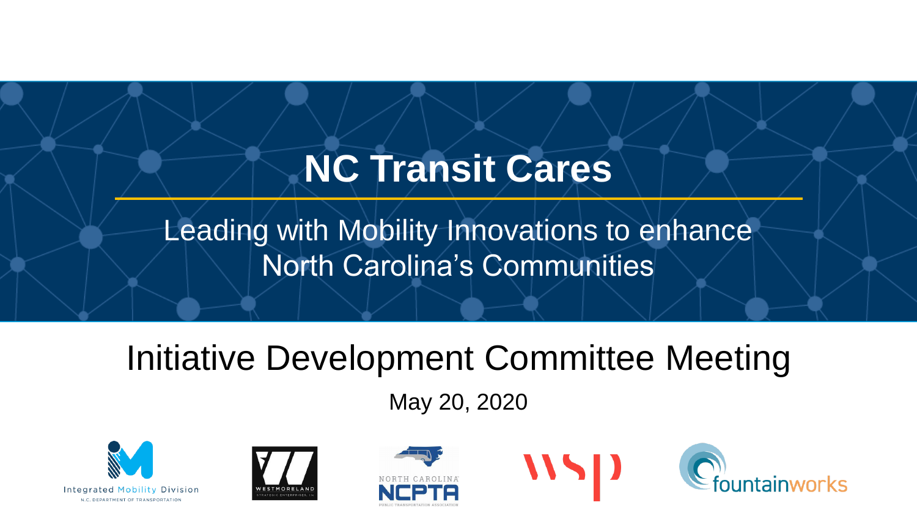# NC Transit Cares

Leading with Mobility Innovations to enhance North Carolina's Communities

## Initiative Development Committee Meeting

May 20, 2020

Integrated Mobility Division
N.C. DEPARTMENT OF TRANSPORTATION

WESTMORELAND
STRATEGIC ENTERPRISES, INC

NORTH CAROLINA
NCPTA
PUBLIC TRANSPORTATION ASSOCIATION

wsp

fountainworks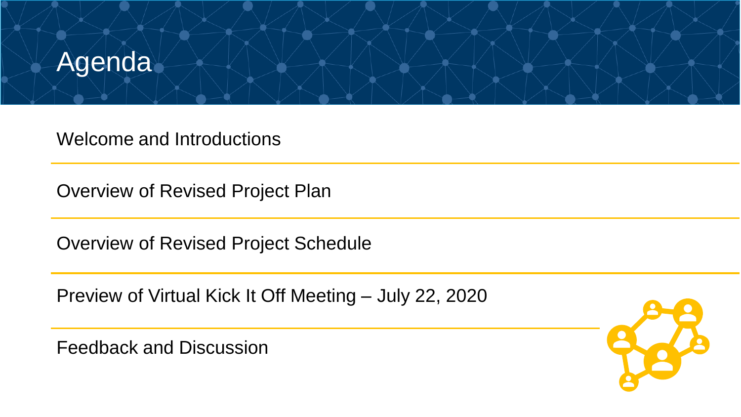# Agenda

Welcome and Introductions

Overview of Revised Project Plan

Overview of Revised Project Schedule

Preview of Virtual Kick It Off Meeting – July 22, 2020

Feedback and Discussion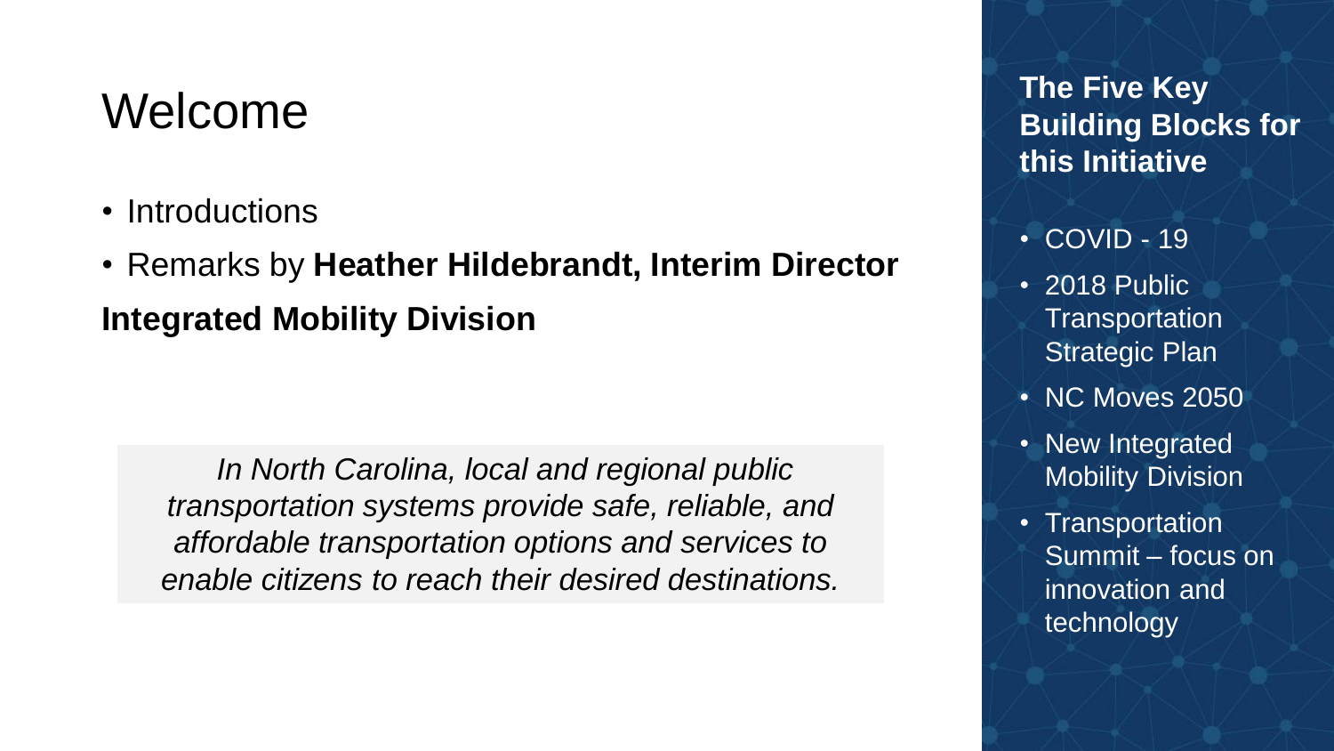# Welcome

- Introductions
- Remarks by **Heather Hildebrandt, Interim Director**

**Integrated Mobility Division**

*In North Carolina, local and regional public transportation systems provide safe, reliable, and affordable transportation options and services to enable citizens to reach their desired destinations.*

## The Five Key Building Blocks for this Initiative

- COVID - 19
- 2018 Public Transportation Strategic Plan
- NC Moves 2050
- New Integrated Mobility Division
- Transportation Summit – focus on innovation and technology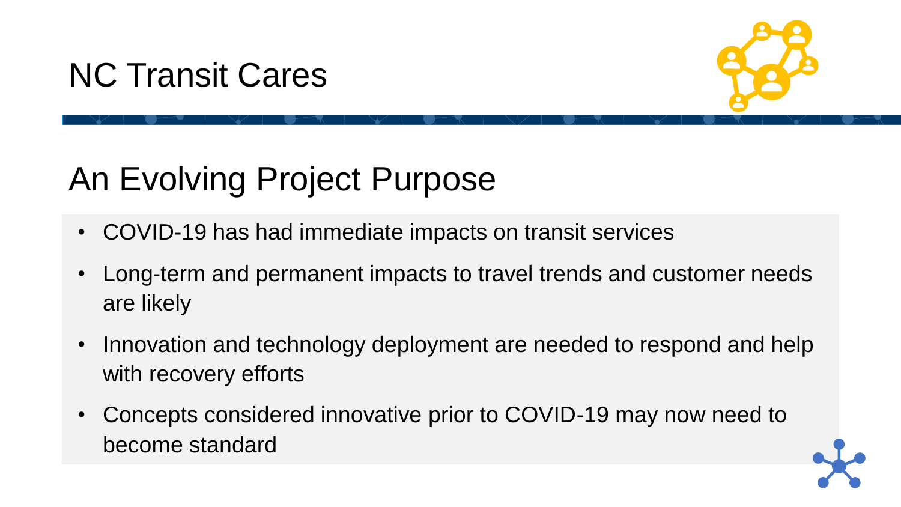# NC Transit Cares

## An Evolving Project Purpose

- COVID-19 has had immediate impacts on transit services
- Long-term and permanent impacts to travel trends and customer needs are likely
- Innovation and technology deployment are needed to respond and help with recovery efforts
- Concepts considered innovative prior to COVID-19 may now need to become standard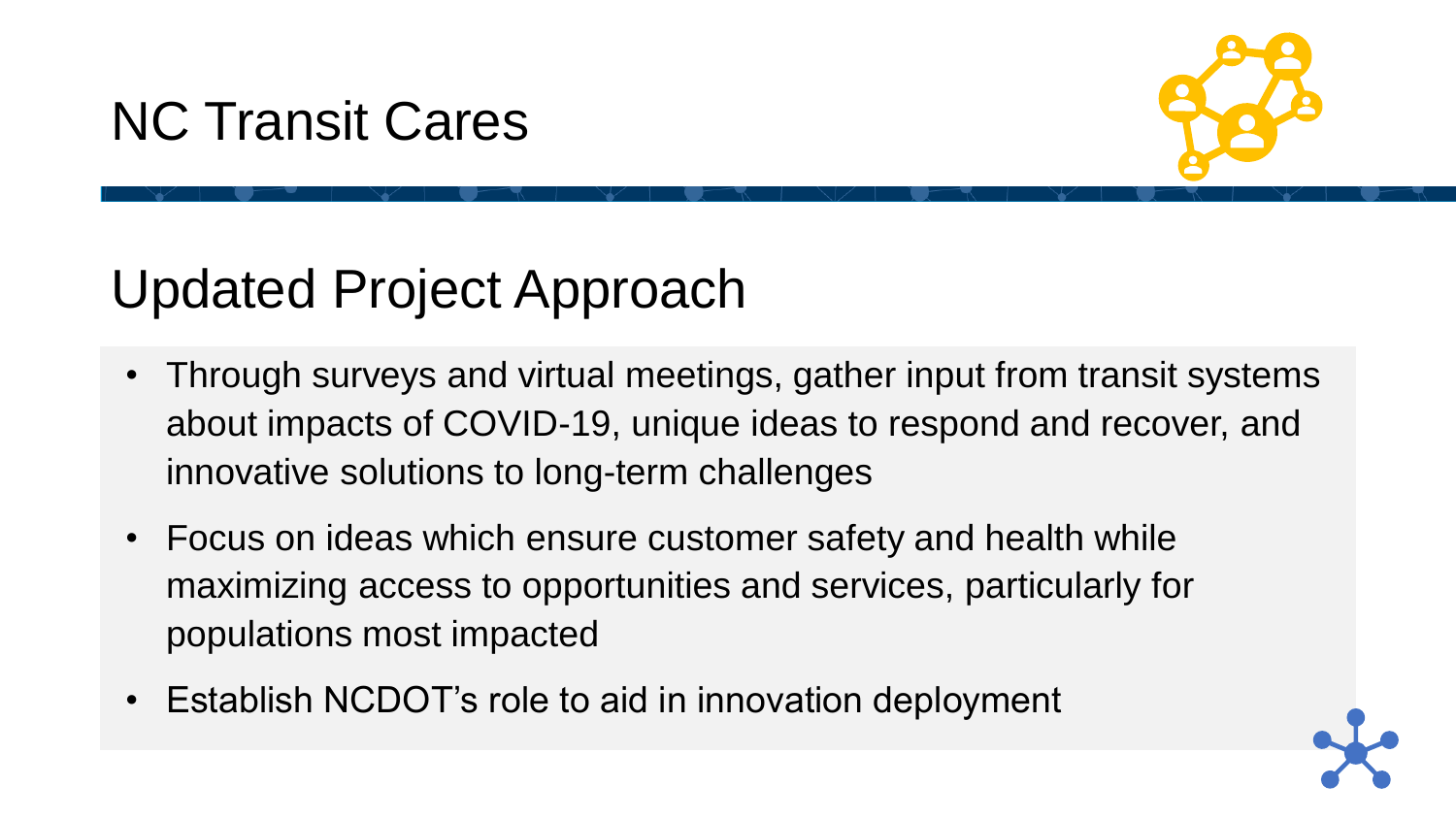# NC Transit Cares

## Updated Project Approach

- Through surveys and virtual meetings, gather input from transit systems about impacts of COVID-19, unique ideas to respond and recover, and innovative solutions to long-term challenges
- Focus on ideas which ensure customer safety and health while maximizing access to opportunities and services, particularly for populations most impacted
- Establish NCDOT's role to aid in innovation deployment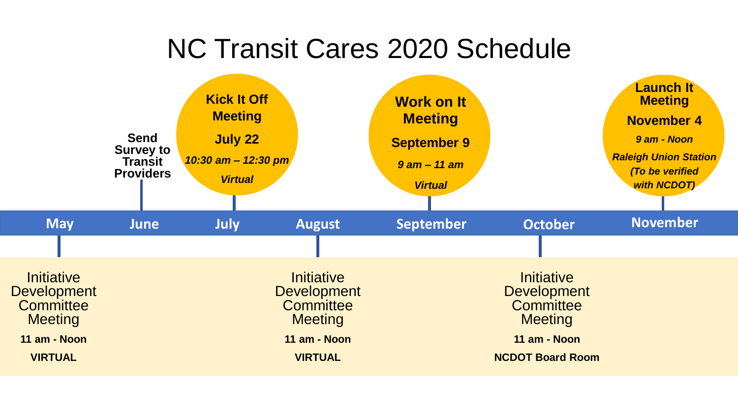# NC Transit Cares 2020 Schedule

**May**

- Initiative Development Committee Meeting
  **11 am - Noon**
  **VIRTUAL**

**June**

- **Send Survey to Transit Providers**

**July**

- **Kick It Off Meeting**
  **July 22**
  ***10:30 am – 12:30 pm***
  ***Virtual***

**August**

- Initiative Development Committee Meeting
  **11 am - Noon**
  **VIRTUAL**

**September**

- **Work on It Meeting**
  **September 9**
  ***9 am – 11 am***
  ***Virtual***

**October**

- Initiative Development Committee Meeting
  **11 am - Noon**
  **NCDOT Board Room**

**November**

- **Launch It Meeting**
  **November 4**
  ***9 am - Noon***
  ***Raleigh Union Station***
  ***(To be verified with NCDOT)***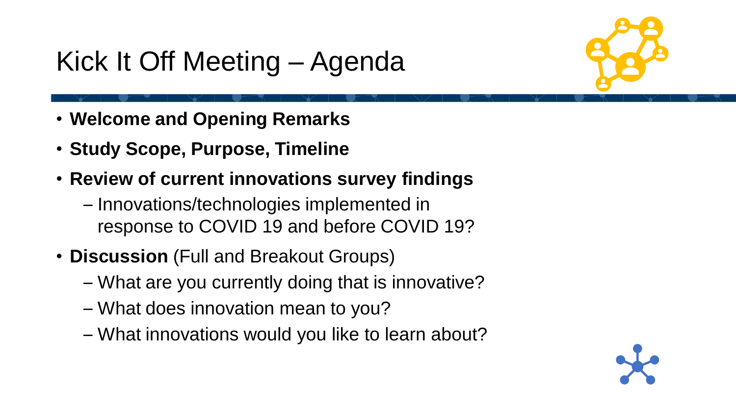# Kick It Off Meeting – Agenda

- **Welcome and Opening Remarks**
- **Study Scope, Purpose, Timeline**
- **Review of current innovations survey findings**
  - Innovations/technologies implemented in response to COVID 19 and before COVID 19?
- **Discussion** (Full and Breakout Groups)
  - What are you currently doing that is innovative?
  - What does innovation mean to you?
  - What innovations would you like to learn about?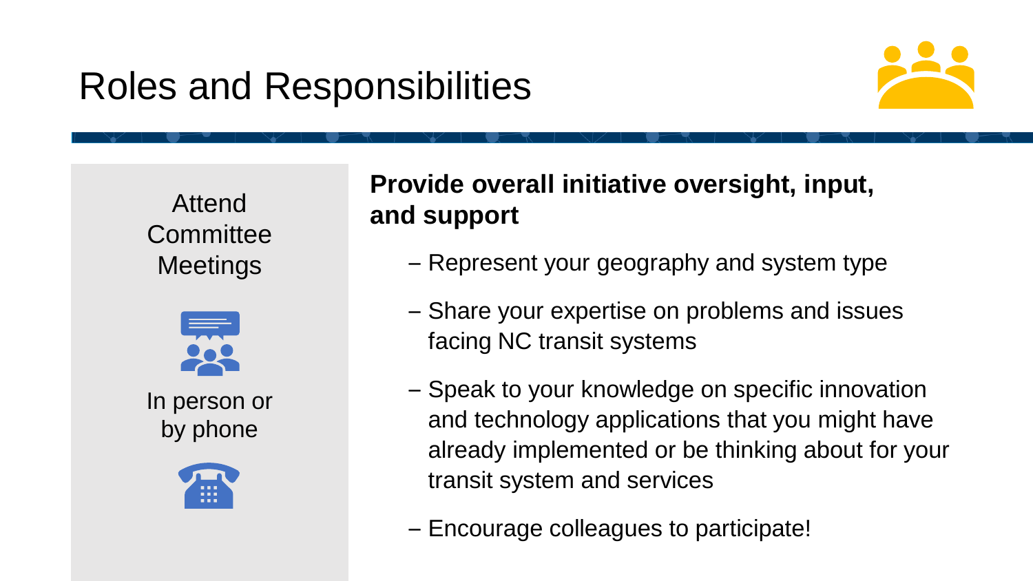# Roles and Responsibilities

Attend Committee Meetings

In person or by phone

**Provide overall initiative oversight, input, and support**

- Represent your geography and system type
- Share your expertise on problems and issues facing NC transit systems
- Speak to your knowledge on specific innovation and technology applications that you might have already implemented or be thinking about for your transit system and services
- Encourage colleagues to participate!